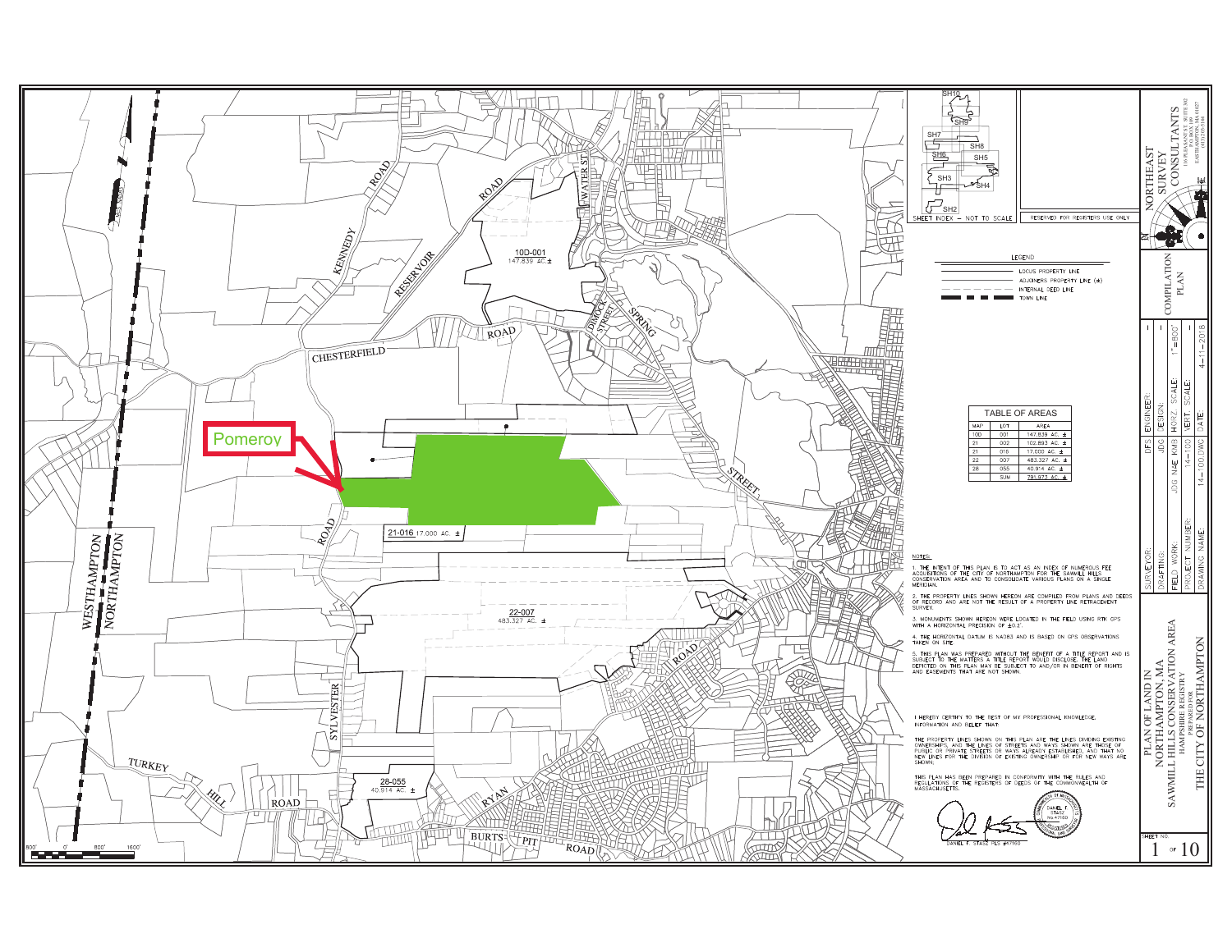Pomeroy

10D-001
147.839 AC. ±

21-016 17.000 AC. ±

22-007
483.327 AC. ±

28-055
40.914 AC. ±

WESTHAMPTON
NORTHAMPTON

KENNEDY ROAD
RESERVOIR ROAD
CHESTERFIELD ROAD
WATER ST
DIMOCK STREET
SPRING STREET
SYLVESTER ROAD
TURKEY HILL ROAD
RYAN ROAD
BURTS PIT ROAD

800' 0' 800' 1600'

SHEET INDEX – NOT TO SCALE

SH10, SH9, SH8, SH7, SH6, SH5, SH4, SH3, SH2

RESERVED FOR REGISTERS USE ONLY

## LEGEND

- LOCUS PROPERTY LINE
- ADJOINERS PROPERTY LINE (±)
- INTERNAL DEED LINE
- TOWN LINE

### TABLE OF AREAS

| MAP | LOT | AREA |
|---|---|---|
| 10D | 001 | 147.839 AC. ± |
| 21 | 002 | 102.893 AC. ± |
| 21 | 016 | 17.000 AC. ± |
| 22 | 007 | 483.327 AC. ± |
| 28 | 055 | 40.914 AC. ± |
| | SUM | 791.973 AC. ± |

NOTES:

1. THE INTENT OF THIS PLAN IS TO ACT AS AN INDEX OF NUMEROUS FEE ACQUISITIONS OF THE CITY OF NORTHAMPTON FOR THE SAWMILL HILLS CONSERVATION AREA AND TO CONSOLIDATE VARIOUS PLANS ON A SINGLE MERIDIAN.
2. THE PROPERTY LINES SHOWN HEREON ARE COMPILED FROM PLANS AND DEEDS OF RECORD AND ARE NOT THE RESULT OF A PROPERTY LINE RETRACEMENT SURVEY.
3. MONUMENTS SHOWN HEREON WERE LOCATED IN THE FIELD USING RTK GPS WITH A HORIZONTAL PRECISION OF ±0.2'.
4. THE HORIZONTAL DATUM IS NAD83 AND IS BASED ON GPS OBSERVATIONS TAKEN ON SITE.
5. THIS PLAN WAS PREPARED WITHOUT THE BENEFIT OF A TITLE REPORT AND IS SUBJECT TO THE MATTERS A TITLE REPORT WOULD DISCLOSE. THE LAND DEPICTED ON THIS PLAN MAY BE SUBJECT TO AND/OR IN BENEFIT OF RIGHTS AND EASEMENTS THAT ARE NOT SHOWN.

I HEREBY CERTIFY TO THE BEST OF MY PROFESSIONAL KNOWLEDGE, INFORMATION AND BELIEF THAT:

THE PROPERTY LINES SHOWN ON THIS PLAN ARE THE LINES DIVIDING EXISTING OWNERSHIPS, AND THE LINES OF STREETS AND WAYS SHOWN ARE THOSE OF PUBLIC OR PRIVATE STREETS OR WAYS ALREADY ESTABLISHED, AND THAT NO NEW LINES FOR THE DIVISION OF EXISTING OWNERSHIP OR FOR NEW WAYS ARE SHOWN;

THIS PLAN HAS BEEN PREPARED IN CONFORMITY WITH THE RULES AND REGULATIONS OF THE REGISTERS OF DEEDS OF THE COMMONWEALTH OF MASSACHUSETTS.

DANIEL F. STASZ PLS #47160

NORTHEAST SURVEY CONSULTANTS

COMPILATION PLAN

| SURVEYOR: | DFS | ENGINEER: | – |
|---|---|---|---|
| DRAFTING: | JDG | DESIGN: | – |
| FIELD WORK: | JDG NAE KMB | HORZ. SCALE: | 1"=800' |
| PROJECT NUMBER: | 14-100 | VERT. SCALE: | – |
| DRAWING NAME: | 14-100.DWG | DATE: | 4-11-2016 |

PLAN OF LAND IN NORTHAMPTON, MA
SAWMILL HILLS CONSERVATION AREA
HAMPSHIRE REGISTRY
PREPARED FOR
THE CITY OF NORTHAMPTON

SHEET NO. 1 OF 10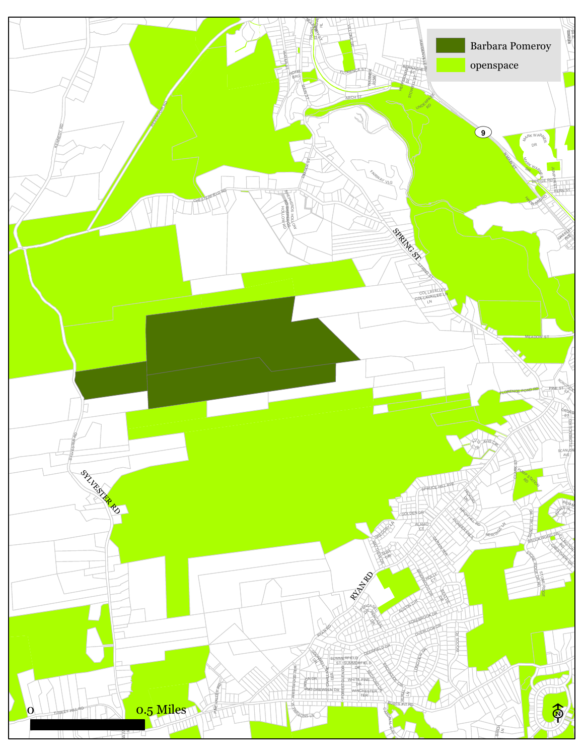Barbara Pomeroy

openspace

0

0.5 Miles

SPRING ST

SYLVESTER RD

RYAN RD

9

N